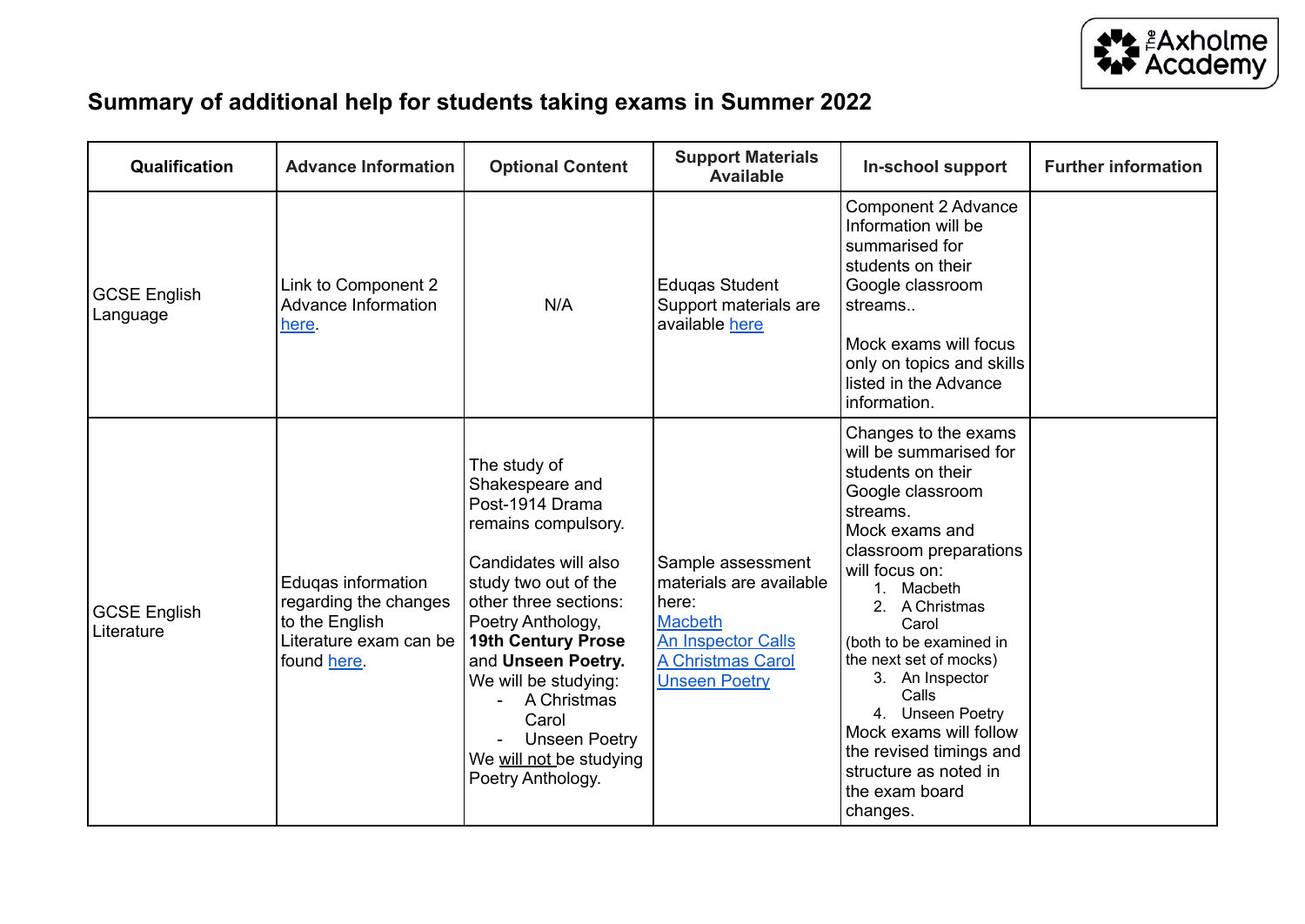# Summary of additional help for students taking exams in Summer 2022

| Qualification | Advance Information | Optional Content | Support Materials Available | In-school support | Further information |
|---|---|---|---|---|---|
| GCSE English Language | Link to Component 2 Advance Information here. | N/A | Eduqas Student Support materials are available here | Component 2 Advance Information will be summarised for students on their Google classroom streams.. <br><br> Mock exams will focus only on topics and skills listed in the Advance information. | |
| GCSE English Literature | Eduqas information regarding the changes to the English Literature exam can be found here. | The study of Shakespeare and Post-1914 Drama remains compulsory. <br><br> Candidates will also study two out of the other three sections: Poetry Anthology, **19th Century Prose** and **Unseen Poetry.** <br> We will be studying: <br> - A Christmas Carol <br> - Unseen Poetry <br> We will not be studying Poetry Anthology. | Sample assessment materials are available here: <br> Macbeth <br> An Inspector Calls <br> A Christmas Carol <br> Unseen Poetry | Changes to the exams will be summarised for students on their Google classroom streams. <br> Mock exams and classroom preparations will focus on: <br> 1. Macbeth <br> 2. A Christmas Carol <br> (both to be examined in the next set of mocks) <br> 3. An Inspector Calls <br> 4. Unseen Poetry <br> Mock exams will follow the revised timings and structure as noted in the exam board changes. | |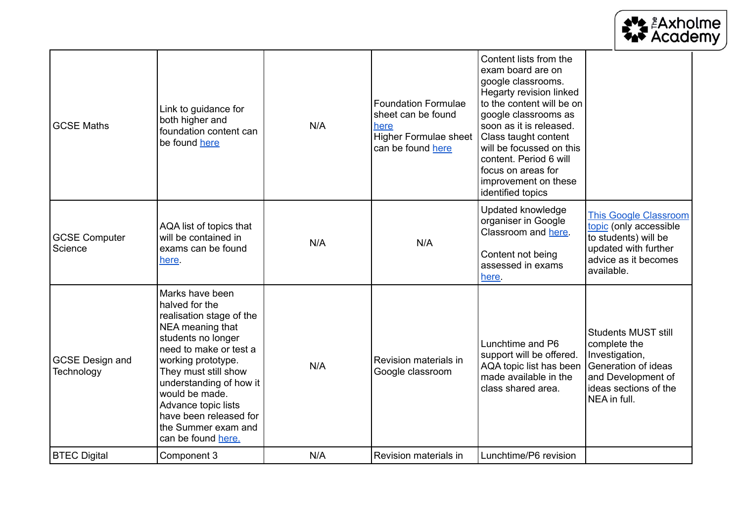| | | | | | |
|---|---|---|---|---|---|
| GCSE Maths | Link to guidance for both higher and foundation content can be found here | N/A | Foundation Formulae sheet can be found here<br>Higher Formulae sheet can be found here | Content lists from the exam board are on google classrooms. Hegarty revision linked to the content will be on google classrooms as soon as it is released. Class taught content will be focussed on this content. Period 6 will focus on areas for improvement on these identified topics | |
| GCSE Computer Science | AQA list of topics that will be contained in exams can be found here. | N/A | N/A | Updated knowledge organiser in Google Classroom and here.<br><br>Content not being assessed in exams here. | This Google Classroom topic (only accessible to students) will be updated with further advice as it becomes available. |
| GCSE Design and Technology | Marks have been halved for the realisation stage of the NEA meaning that students no longer need to make or test a working prototype. They must still show understanding of how it would be made. Advance topic lists have been released for the Summer exam and can be found here. | N/A | Revision materials in Google classroom | Lunchtime and P6 support will be offered. AQA topic list has been made available in the class shared area. | Students MUST still complete the Investigation, Generation of ideas and Development of ideas sections of the NEA in full. |
| BTEC Digital | Component 3 | N/A | Revision materials in | Lunchtime/P6 revision | |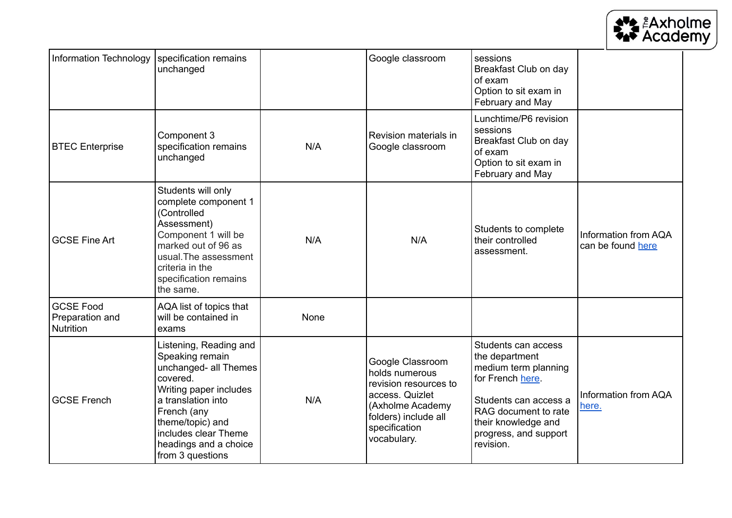| Information Technology | specification remains unchanged | | Google classroom | sessions<br>Breakfast Club on day of exam<br>Option to sit exam in February and May | |
|---|---|---|---|---|---|
| BTEC Enterprise | Component 3 specification remains unchanged | N/A | Revision materials in Google classroom | Lunchtime/P6 revision sessions<br>Breakfast Club on day of exam<br>Option to sit exam in February and May | |
| GCSE Fine Art | Students will only complete component 1 (Controlled Assessment)<br>Component 1 will be marked out of 96 as usual.The assessment criteria in the specification remains the same. | N/A | N/A | Students to complete their controlled assessment. | Information from AQA can be found here |
| GCSE Food Preparation and Nutrition | AQA list of topics that will be contained in exams | None | | | |
| GCSE French | Listening, Reading and Speaking remain unchanged- all Themes covered.<br>Writing paper includes a translation into French (any theme/topic) and includes clear Theme headings and a choice from 3 questions | N/A | Google Classroom holds numerous revision resources to access. Quizlet (Axholme Academy folders) include all specification vocabulary. | Students can access the department medium term planning for French here.<br><br>Students can access a RAG document to rate their knowledge and progress, and support revision. | Information from AQA here. |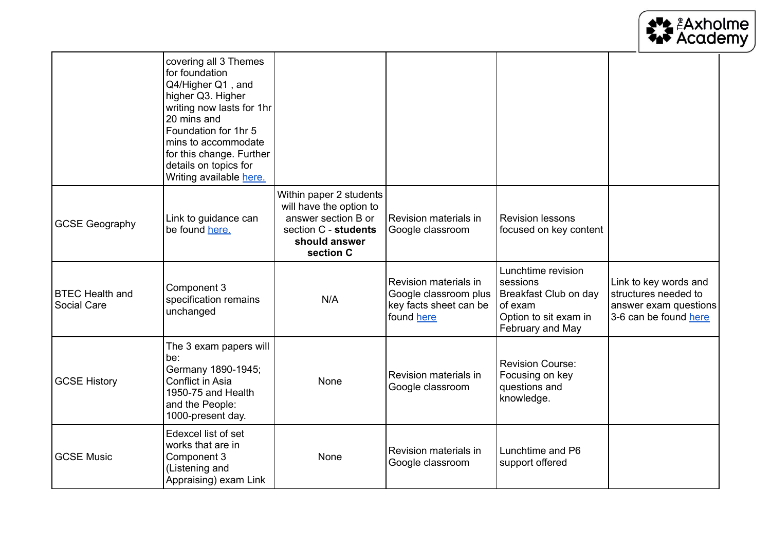| | | | | | |
|---|---|---|---|---|---|
| | covering all 3 Themes for foundation Q4/Higher Q1 , and higher Q3. Higher writing now lasts for 1hr 20 mins and Foundation for 1hr 5 mins to accommodate for this change. Further details on topics for Writing available [here.](#) | | | | |
| GCSE Geography | Link to guidance can be found [here.](#) | Within paper 2 students will have the option to answer section B or section C - **students should answer section C** | Revision materials in Google classroom | Revision lessons focused on key content | |
| BTEC Health and Social Care | Component 3 specification remains unchanged | N/A | Revision materials in Google classroom plus key facts sheet can be found [here](#) | Lunchtime revision sessions<br>Breakfast Club on day of exam<br>Option to sit exam in February and May | Link to key words and structures needed to answer exam questions 3-6 can be found [here](#) |
| GCSE History | The 3 exam papers will be:<br>Germany 1890-1945; Conflict in Asia 1950-75 and Health and the People: 1000-present day. | None | Revision materials in Google classroom | Revision Course: Focusing on key questions and knowledge. | |
| GCSE Music | Edexcel list of set works that are in Component 3 (Listening and Appraising) exam Link | None | Revision materials in Google classroom | Lunchtime and P6 support offered | |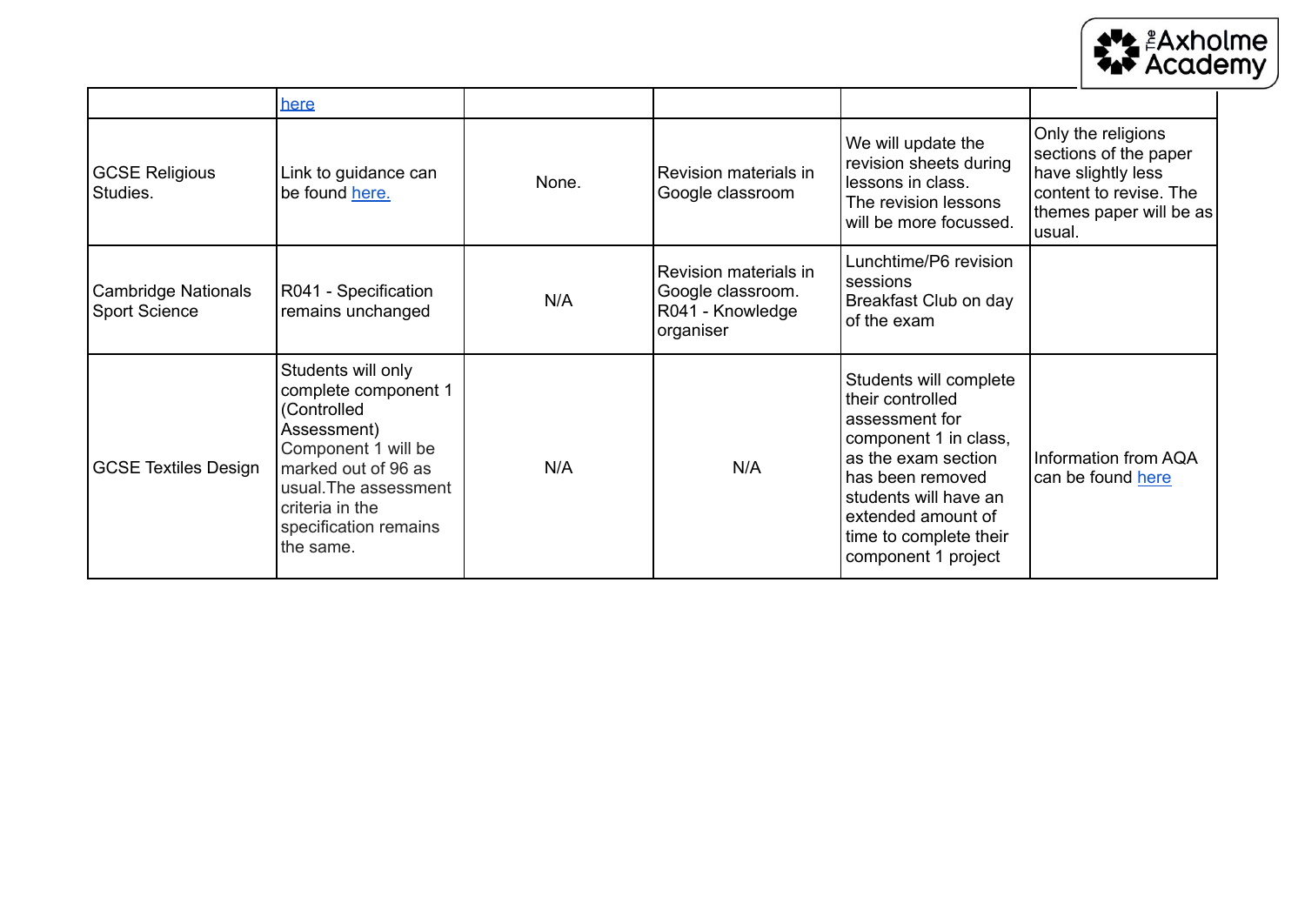| | | | | | |
|---|---|---|---|---|---|
| | here | | | | |
| GCSE Religious Studies. | Link to guidance can be found here. | None. | Revision materials in Google classroom | We will update the revision sheets during lessons in class. The revision lessons will be more focussed. | Only the religions sections of the paper have slightly less content to revise. The themes paper will be as usual. |
| Cambridge Nationals Sport Science | R041 - Specification remains unchanged | N/A | Revision materials in Google classroom. R041 - Knowledge organiser | Lunchtime/P6 revision sessions Breakfast Club on day of the exam | |
| GCSE Textiles Design | Students will only complete component 1 (Controlled Assessment) Component 1 will be marked out of 96 as usual.The assessment criteria in the specification remains the same. | N/A | N/A | Students will complete their controlled assessment for component 1 in class, as the exam section has been removed students will have an extended amount of time to complete their component 1 project | Information from AQA can be found here |